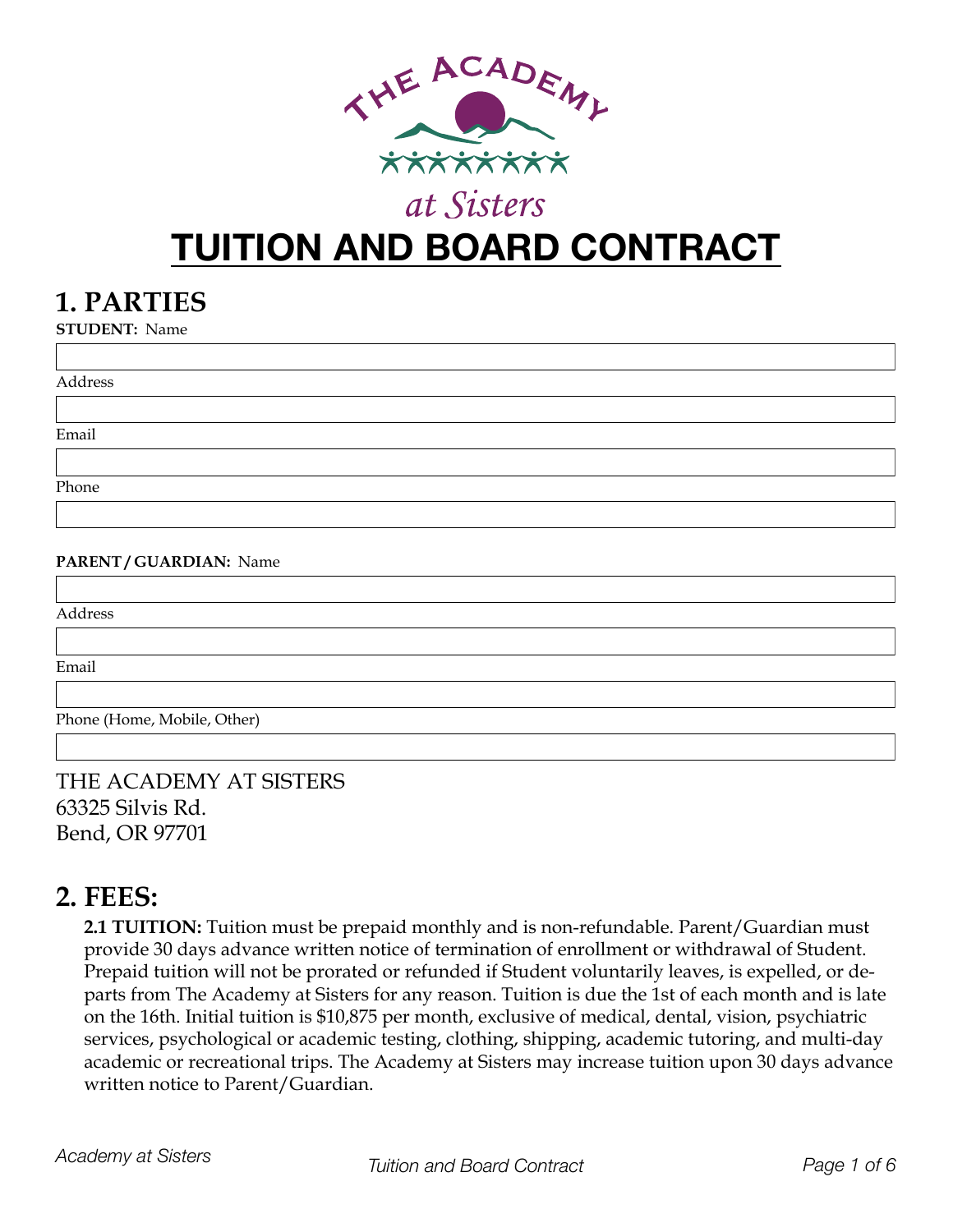THE ACADEMY at Sisters

# TUITION AND BOARD CONTRACT

## 1. PARTIES

**STUDENT:** Name

Address

Email

Phone

**PARENT / GUARDIAN:** Name

Address

Email

Phone (Home, Mobile, Other)

THE ACADEMY AT SISTERS
63325 Silvis Rd.
Bend, OR 97701

## 2. FEES:

**2.1 TUITION:** Tuition must be prepaid monthly and is non-refundable. Parent/Guardian must provide 30 days advance written notice of termination of enrollment or withdrawal of Student. Prepaid tuition will not be prorated or refunded if Student voluntarily leaves, is expelled, or departs from The Academy at Sisters for any reason. Tuition is due the 1st of each month and is late on the 16th. Initial tuition is $10,875 per month, exclusive of medical, dental, vision, psychiatric services, psychological or academic testing, clothing, shipping, academic tutoring, and multi-day academic or recreational trips. The Academy at Sisters may increase tuition upon 30 days advance written notice to Parent/Guardian.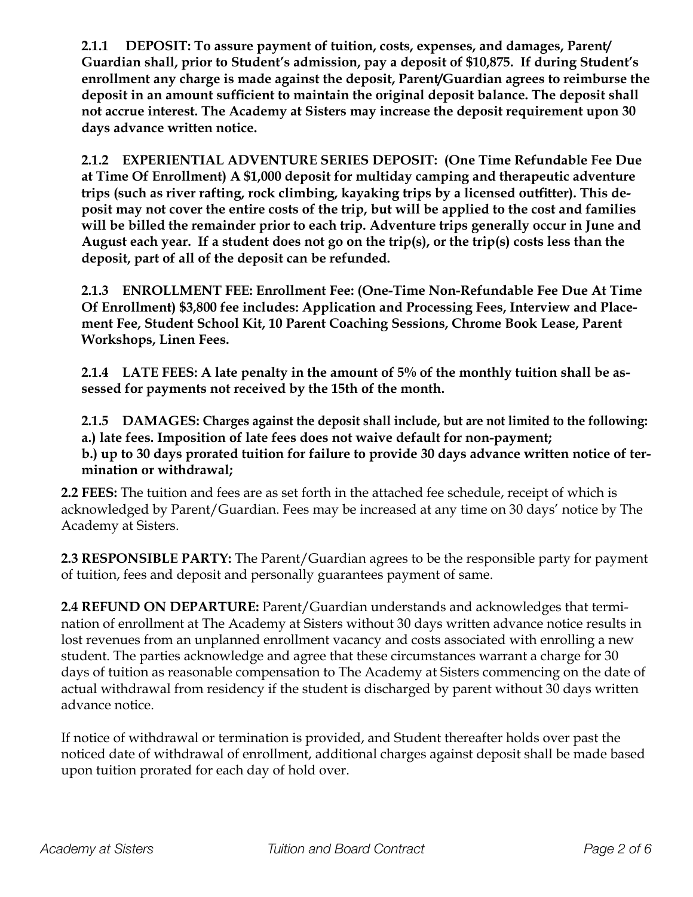**2.1.1 DEPOSIT: To assure payment of tuition, costs, expenses, and damages, Parent/Guardian shall, prior to Student's admission, pay a deposit of $10,875. If during Student's enrollment any charge is made against the deposit, Parent/Guardian agrees to reimburse the deposit in an amount sufficient to maintain the original deposit balance. The deposit shall not accrue interest. The Academy at Sisters may increase the deposit requirement upon 30 days advance written notice.**

**2.1.2 EXPERIENTIAL ADVENTURE SERIES DEPOSIT: (One Time Refundable Fee Due at Time Of Enrollment) A $1,000 deposit for multiday camping and therapeutic adventure trips (such as river rafting, rock climbing, kayaking trips by a licensed outfitter). This deposit may not cover the entire costs of the trip, but will be applied to the cost and families will be billed the remainder prior to each trip. Adventure trips generally occur in June and August each year. If a student does not go on the trip(s), or the trip(s) costs less than the deposit, part of all of the deposit can be refunded.**

**2.1.3 ENROLLMENT FEE: Enrollment Fee: (One-Time Non-Refundable Fee Due At Time Of Enrollment) $3,800 fee includes: Application and Processing Fees, Interview and Placement Fee, Student School Kit, 10 Parent Coaching Sessions, Chrome Book Lease, Parent Workshops, Linen Fees.**

**2.1.4 LATE FEES: A late penalty in the amount of 5% of the monthly tuition shall be assessed for payments not received by the 15th of the month.**

**2.1.5 DAMAGES: Charges against the deposit shall include, but are not limited to the following:**
**a.) late fees. Imposition of late fees does not waive default for non-payment;**
**b.) up to 30 days prorated tuition for failure to provide 30 days advance written notice of termination or withdrawal;**

**2.2 FEES:** The tuition and fees are as set forth in the attached fee schedule, receipt of which is acknowledged by Parent/Guardian. Fees may be increased at any time on 30 days' notice by The Academy at Sisters.

**2.3 RESPONSIBLE PARTY:** The Parent/Guardian agrees to be the responsible party for payment of tuition, fees and deposit and personally guarantees payment of same.

**2.4 REFUND ON DEPARTURE:** Parent/Guardian understands and acknowledges that termination of enrollment at The Academy at Sisters without 30 days written advance notice results in lost revenues from an unplanned enrollment vacancy and costs associated with enrolling a new student. The parties acknowledge and agree that these circumstances warrant a charge for 30 days of tuition as reasonable compensation to The Academy at Sisters commencing on the date of actual withdrawal from residency if the student is discharged by parent without 30 days written advance notice.

If notice of withdrawal or termination is provided, and Student thereafter holds over past the noticed date of withdrawal of enrollment, additional charges against deposit shall be made based upon tuition prorated for each day of hold over.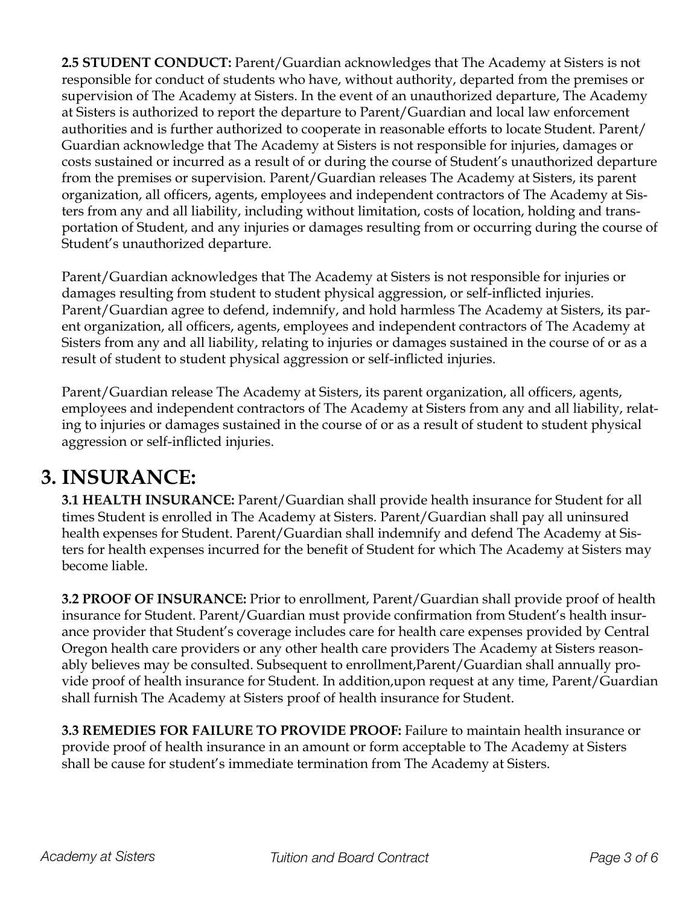**2.5 STUDENT CONDUCT:** Parent/Guardian acknowledges that The Academy at Sisters is not responsible for conduct of students who have, without authority, departed from the premises or supervision of The Academy at Sisters. In the event of an unauthorized departure, The Academy at Sisters is authorized to report the departure to Parent/Guardian and local law enforcement authorities and is further authorized to cooperate in reasonable efforts to locate Student. Parent/Guardian acknowledge that The Academy at Sisters is not responsible for injuries, damages or costs sustained or incurred as a result of or during the course of Student's unauthorized departure from the premises or supervision. Parent/Guardian releases The Academy at Sisters, its parent organization, all officers, agents, employees and independent contractors of The Academy at Sisters from any and all liability, including without limitation, costs of location, holding and transportation of Student, and any injuries or damages resulting from or occurring during the course of Student's unauthorized departure.

Parent/Guardian acknowledges that The Academy at Sisters is not responsible for injuries or damages resulting from student to student physical aggression, or self-inflicted injuries. Parent/Guardian agree to defend, indemnify, and hold harmless The Academy at Sisters, its parent organization, all officers, agents, employees and independent contractors of The Academy at Sisters from any and all liability, relating to injuries or damages sustained in the course of or as a result of student to student physical aggression or self-inflicted injuries.

Parent/Guardian release The Academy at Sisters, its parent organization, all officers, agents, employees and independent contractors of The Academy at Sisters from any and all liability, relating to injuries or damages sustained in the course of or as a result of student to student physical aggression or self-inflicted injuries.

# 3. INSURANCE:

**3.1 HEALTH INSURANCE:** Parent/Guardian shall provide health insurance for Student for all times Student is enrolled in The Academy at Sisters. Parent/Guardian shall pay all uninsured health expenses for Student. Parent/Guardian shall indemnify and defend The Academy at Sisters for health expenses incurred for the benefit of Student for which The Academy at Sisters may become liable.

**3.2 PROOF OF INSURANCE:** Prior to enrollment, Parent/Guardian shall provide proof of health insurance for Student. Parent/Guardian must provide confirmation from Student's health insurance provider that Student's coverage includes care for health care expenses provided by Central Oregon health care providers or any other health care providers The Academy at Sisters reasonably believes may be consulted. Subsequent to enrollment,Parent/Guardian shall annually provide proof of health insurance for Student. In addition,upon request at any time, Parent/Guardian shall furnish The Academy at Sisters proof of health insurance for Student.

**3.3 REMEDIES FOR FAILURE TO PROVIDE PROOF:** Failure to maintain health insurance or provide proof of health insurance in an amount or form acceptable to The Academy at Sisters shall be cause for student's immediate termination from The Academy at Sisters.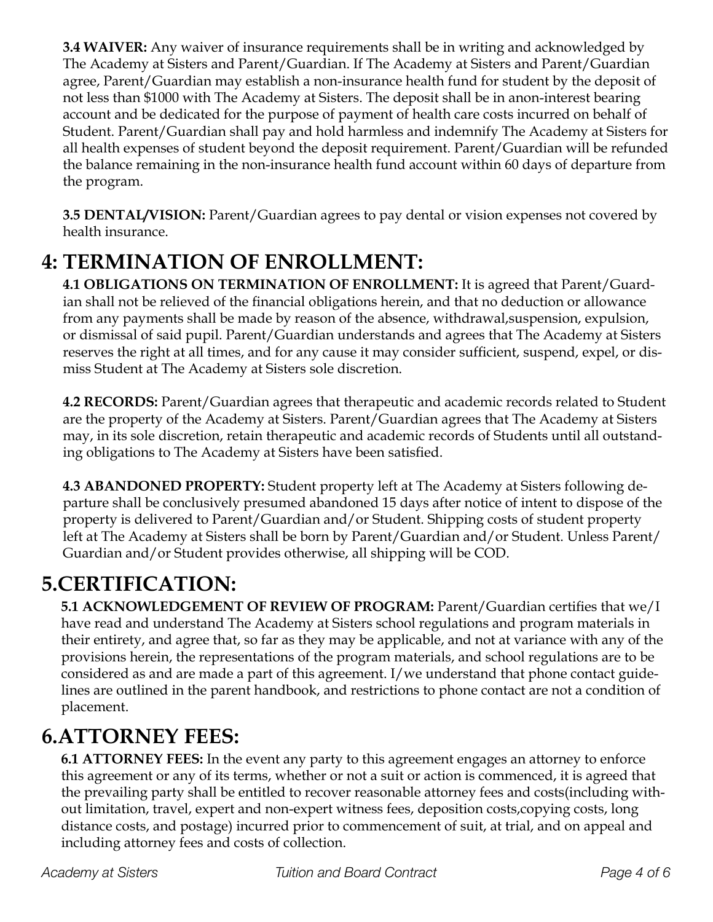**3.4 WAIVER:** Any waiver of insurance requirements shall be in writing and acknowledged by The Academy at Sisters and Parent/Guardian. If The Academy at Sisters and Parent/Guardian agree, Parent/Guardian may establish a non-insurance health fund for student by the deposit of not less than $1000 with The Academy at Sisters. The deposit shall be in anon-interest bearing account and be dedicated for the purpose of payment of health care costs incurred on behalf of Student. Parent/Guardian shall pay and hold harmless and indemnify The Academy at Sisters for all health expenses of student beyond the deposit requirement. Parent/Guardian will be refunded the balance remaining in the non-insurance health fund account within 60 days of departure from the program.

**3.5 DENTAL/VISION:** Parent/Guardian agrees to pay dental or vision expenses not covered by health insurance.

# 4: TERMINATION OF ENROLLMENT:

**4.1 OBLIGATIONS ON TERMINATION OF ENROLLMENT:** It is agreed that Parent/Guardian shall not be relieved of the financial obligations herein, and that no deduction or allowance from any payments shall be made by reason of the absence, withdrawal,suspension, expulsion, or dismissal of said pupil. Parent/Guardian understands and agrees that The Academy at Sisters reserves the right at all times, and for any cause it may consider sufficient, suspend, expel, or dismiss Student at The Academy at Sisters sole discretion.

**4.2 RECORDS:** Parent/Guardian agrees that therapeutic and academic records related to Student are the property of the Academy at Sisters. Parent/Guardian agrees that The Academy at Sisters may, in its sole discretion, retain therapeutic and academic records of Students until all outstanding obligations to The Academy at Sisters have been satisfied.

**4.3 ABANDONED PROPERTY:** Student property left at The Academy at Sisters following departure shall be conclusively presumed abandoned 15 days after notice of intent to dispose of the property is delivered to Parent/Guardian and/or Student. Shipping costs of student property left at The Academy at Sisters shall be born by Parent/Guardian and/or Student. Unless Parent/Guardian and/or Student provides otherwise, all shipping will be COD.

# 5.CERTIFICATION:

**5.1 ACKNOWLEDGEMENT OF REVIEW OF PROGRAM:** Parent/Guardian certifies that we/I have read and understand The Academy at Sisters school regulations and program materials in their entirety, and agree that, so far as they may be applicable, and not at variance with any of the provisions herein, the representations of the program materials, and school regulations are to be considered as and are made a part of this agreement. I/we understand that phone contact guidelines are outlined in the parent handbook, and restrictions to phone contact are not a condition of placement.

# 6.ATTORNEY FEES:

**6.1 ATTORNEY FEES:** In the event any party to this agreement engages an attorney to enforce this agreement or any of its terms, whether or not a suit or action is commenced, it is agreed that the prevailing party shall be entitled to recover reasonable attorney fees and costs(including without limitation, travel, expert and non-expert witness fees, deposition costs,copying costs, long distance costs, and postage) incurred prior to commencement of suit, at trial, and on appeal and including attorney fees and costs of collection.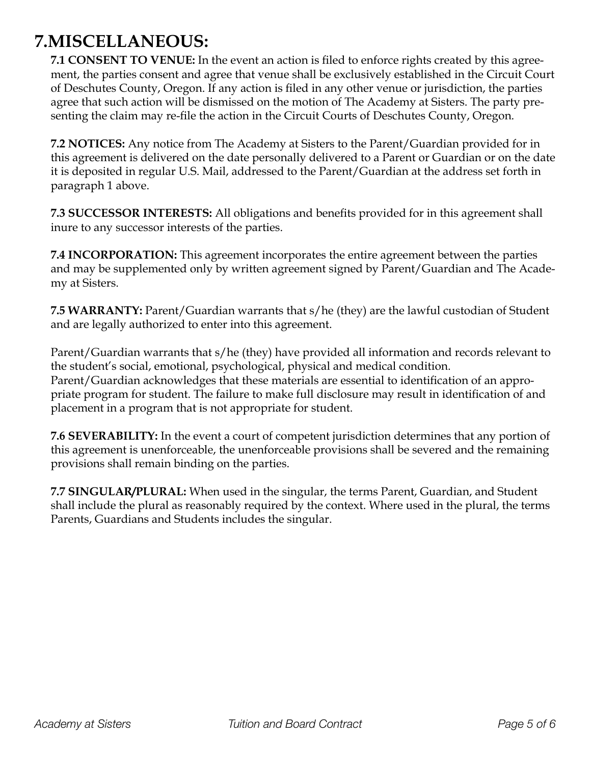# 7.MISCELLANEOUS:

**7.1 CONSENT TO VENUE:** In the event an action is filed to enforce rights created by this agreement, the parties consent and agree that venue shall be exclusively established in the Circuit Court of Deschutes County, Oregon. If any action is filed in any other venue or jurisdiction, the parties agree that such action will be dismissed on the motion of The Academy at Sisters. The party presenting the claim may re-file the action in the Circuit Courts of Deschutes County, Oregon.

**7.2 NOTICES:** Any notice from The Academy at Sisters to the Parent/Guardian provided for in this agreement is delivered on the date personally delivered to a Parent or Guardian or on the date it is deposited in regular U.S. Mail, addressed to the Parent/Guardian at the address set forth in paragraph 1 above.

**7.3 SUCCESSOR INTERESTS:** All obligations and benefits provided for in this agreement shall inure to any successor interests of the parties.

**7.4 INCORPORATION:** This agreement incorporates the entire agreement between the parties and may be supplemented only by written agreement signed by Parent/Guardian and The Academy at Sisters.

**7.5 WARRANTY:** Parent/Guardian warrants that s/he (they) are the lawful custodian of Student and are legally authorized to enter into this agreement.

Parent/Guardian warrants that s/he (they) have provided all information and records relevant to the student's social, emotional, psychological, physical and medical condition. Parent/Guardian acknowledges that these materials are essential to identification of an appropriate program for student. The failure to make full disclosure may result in identification of and placement in a program that is not appropriate for student.

**7.6 SEVERABILITY:** In the event a court of competent jurisdiction determines that any portion of this agreement is unenforceable, the unenforceable provisions shall be severed and the remaining provisions shall remain binding on the parties.

**7.7 SINGULAR/PLURAL:** When used in the singular, the terms Parent, Guardian, and Student shall include the plural as reasonably required by the context. Where used in the plural, the terms Parents, Guardians and Students includes the singular.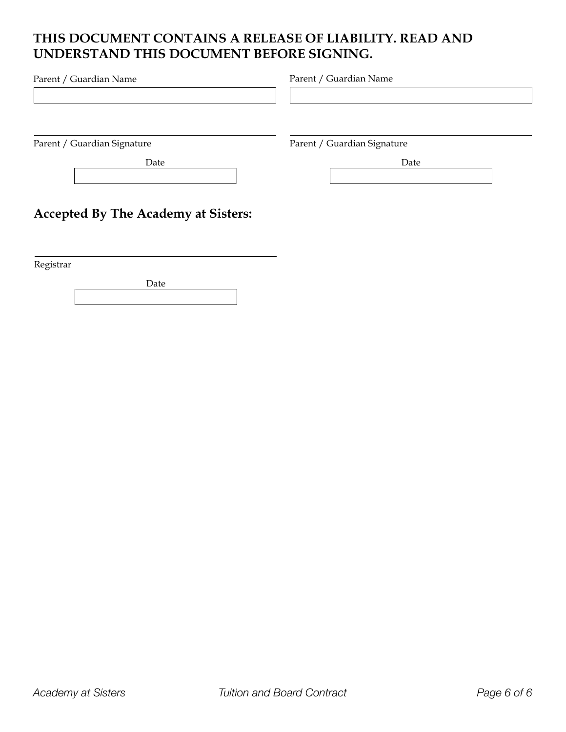**THIS DOCUMENT CONTAINS A RELEASE OF LIABILITY. READ AND UNDERSTAND THIS DOCUMENT BEFORE SIGNING.**

Parent / Guardian Name

Parent / Guardian Signature

Date

Parent / Guardian Name

Parent / Guardian Signature

Date

## Accepted By The Academy at Sisters:

Registrar

Date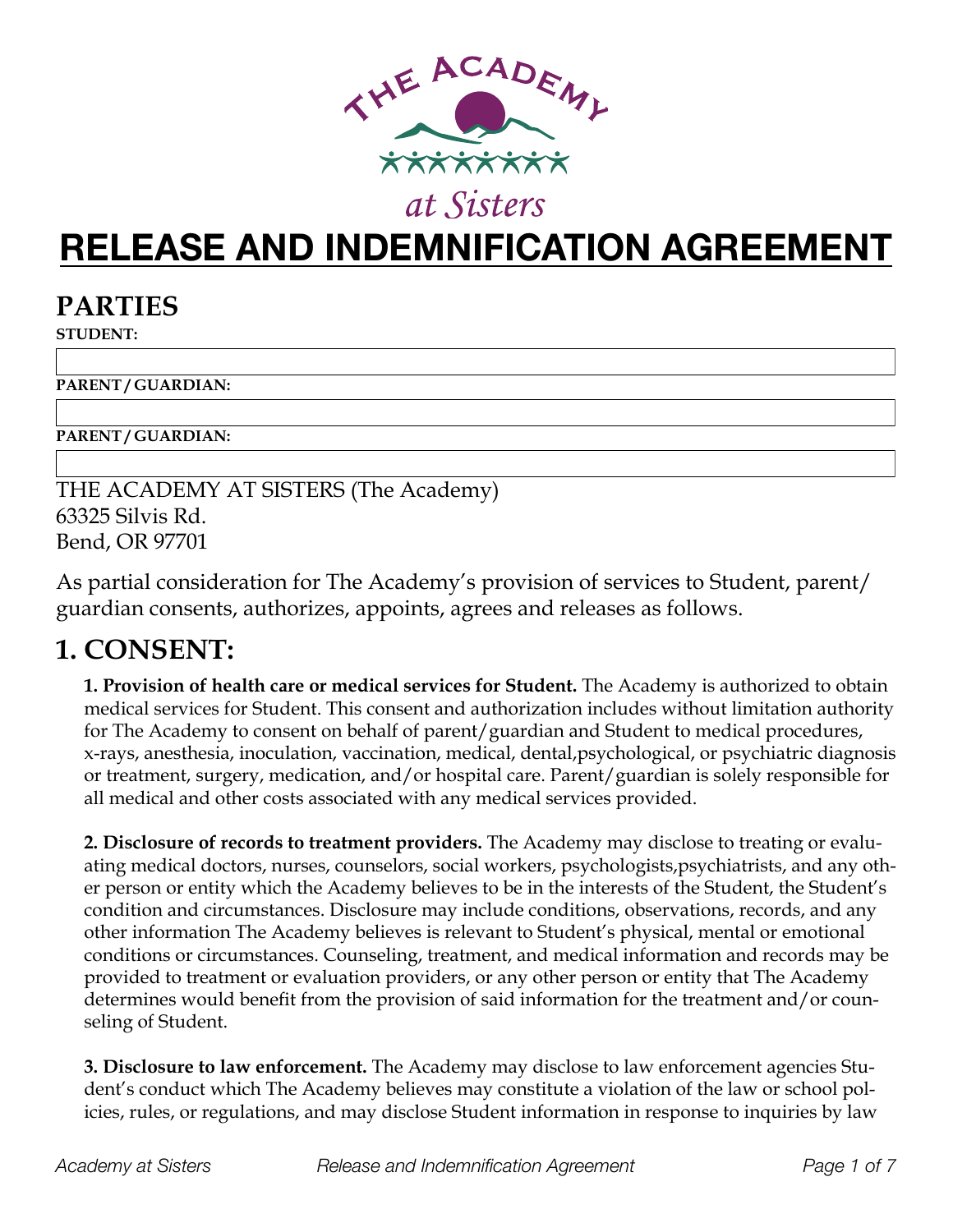# RELEASE AND INDEMNIFICATION AGREEMENT

## PARTIES

**STUDENT:**

**PARENT / GUARDIAN:**

**PARENT / GUARDIAN:**

THE ACADEMY AT SISTERS (The Academy)
63325 Silvis Rd.
Bend, OR 97701

As partial consideration for The Academy's provision of services to Student, parent/guardian consents, authorizes, appoints, agrees and releases as follows.

## 1. CONSENT:

**1. Provision of health care or medical services for Student.** The Academy is authorized to obtain medical services for Student. This consent and authorization includes without limitation authority for The Academy to consent on behalf of parent/guardian and Student to medical procedures, x-rays, anesthesia, inoculation, vaccination, medical, dental,psychological, or psychiatric diagnosis or treatment, surgery, medication, and/or hospital care. Parent/guardian is solely responsible for all medical and other costs associated with any medical services provided.

**2. Disclosure of records to treatment providers.** The Academy may disclose to treating or evaluating medical doctors, nurses, counselors, social workers, psychologists,psychiatrists, and any other person or entity which the Academy believes to be in the interests of the Student, the Student's condition and circumstances. Disclosure may include conditions, observations, records, and any other information The Academy believes is relevant to Student's physical, mental or emotional conditions or circumstances. Counseling, treatment, and medical information and records may be provided to treatment or evaluation providers, or any other person or entity that The Academy determines would benefit from the provision of said information for the treatment and/or counseling of Student.

**3. Disclosure to law enforcement.** The Academy may disclose to law enforcement agencies Student's conduct which The Academy believes may constitute a violation of the law or school policies, rules, or regulations, and may disclose Student information in response to inquiries by law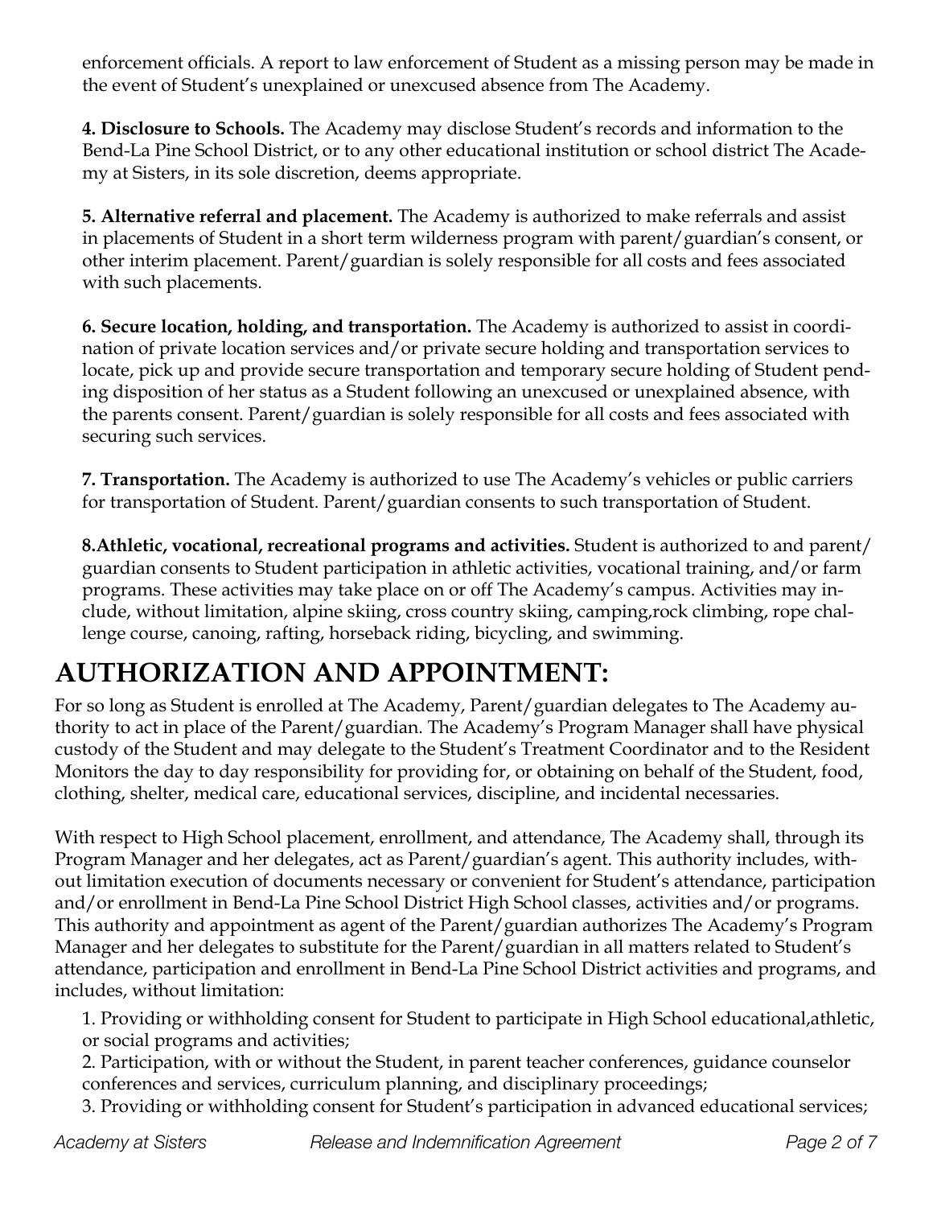enforcement officials. A report to law enforcement of Student as a missing person may be made in the event of Student's unexplained or unexcused absence from The Academy.

**4. Disclosure to Schools.** The Academy may disclose Student's records and information to the Bend-La Pine School District, or to any other educational institution or school district The Academy at Sisters, in its sole discretion, deems appropriate.

**5. Alternative referral and placement.** The Academy is authorized to make referrals and assist in placements of Student in a short term wilderness program with parent/guardian's consent, or other interim placement. Parent/guardian is solely responsible for all costs and fees associated with such placements.

**6. Secure location, holding, and transportation.** The Academy is authorized to assist in coordination of private location services and/or private secure holding and transportation services to locate, pick up and provide secure transportation and temporary secure holding of Student pending disposition of her status as a Student following an unexcused or unexplained absence, with the parents consent. Parent/guardian is solely responsible for all costs and fees associated with securing such services.

**7. Transportation.** The Academy is authorized to use The Academy's vehicles or public carriers for transportation of Student. Parent/guardian consents to such transportation of Student.

**8.Athletic, vocational, recreational programs and activities.** Student is authorized to and parent/guardian consents to Student participation in athletic activities, vocational training, and/or farm programs. These activities may take place on or off The Academy's campus. Activities may include, without limitation, alpine skiing, cross country skiing, camping,rock climbing, rope challenge course, canoing, rafting, horseback riding, bicycling, and swimming.

## AUTHORIZATION AND APPOINTMENT:

For so long as Student is enrolled at The Academy, Parent/guardian delegates to The Academy authority to act in place of the Parent/guardian. The Academy's Program Manager shall have physical custody of the Student and may delegate to the Student's Treatment Coordinator and to the Resident Monitors the day to day responsibility for providing for, or obtaining on behalf of the Student, food, clothing, shelter, medical care, educational services, discipline, and incidental necessaries.

With respect to High School placement, enrollment, and attendance, The Academy shall, through its Program Manager and her delegates, act as Parent/guardian's agent. This authority includes, without limitation execution of documents necessary or convenient for Student's attendance, participation and/or enrollment in Bend-La Pine School District High School classes, activities and/or programs. This authority and appointment as agent of the Parent/guardian authorizes The Academy's Program Manager and her delegates to substitute for the Parent/guardian in all matters related to Student's attendance, participation and enrollment in Bend-La Pine School District activities and programs, and includes, without limitation:

1. Providing or withholding consent for Student to participate in High School educational,athletic, or social programs and activities;
2. Participation, with or without the Student, in parent teacher conferences, guidance counselor conferences and services, curriculum planning, and disciplinary proceedings;
3. Providing or withholding consent for Student's participation in advanced educational services;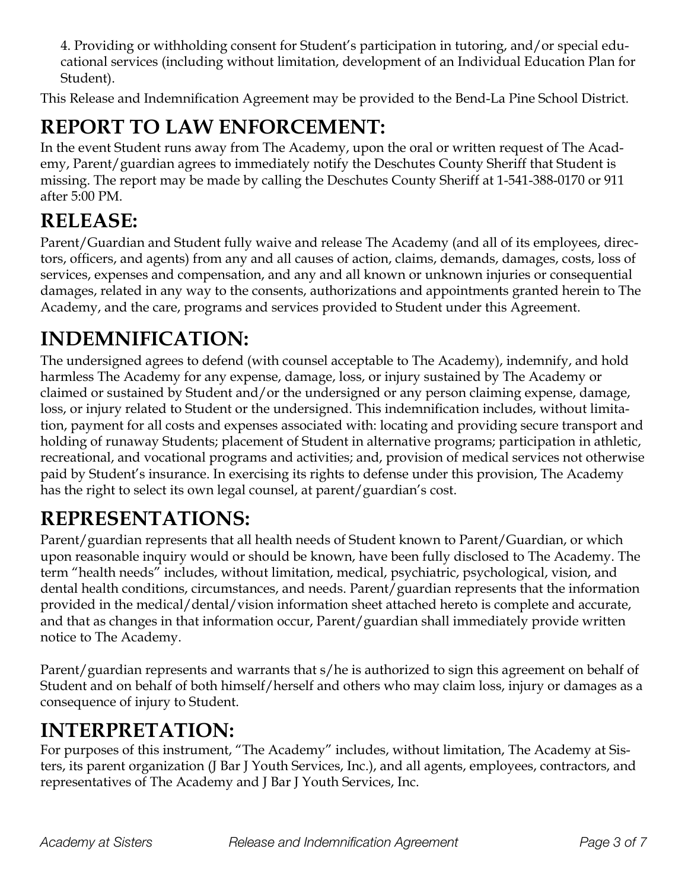4. Providing or withholding consent for Student's participation in tutoring, and/or special educational services (including without limitation, development of an Individual Education Plan for Student).

This Release and Indemnification Agreement may be provided to the Bend-La Pine School District.

## REPORT TO LAW ENFORCEMENT:

In the event Student runs away from The Academy, upon the oral or written request of The Academy, Parent/guardian agrees to immediately notify the Deschutes County Sheriff that Student is missing. The report may be made by calling the Deschutes County Sheriff at 1-541-388-0170 or 911 after 5:00 PM.

## RELEASE:

Parent/Guardian and Student fully waive and release The Academy (and all of its employees, directors, officers, and agents) from any and all causes of action, claims, demands, damages, costs, loss of services, expenses and compensation, and any and all known or unknown injuries or consequential damages, related in any way to the consents, authorizations and appointments granted herein to The Academy, and the care, programs and services provided to Student under this Agreement.

## INDEMNIFICATION:

The undersigned agrees to defend (with counsel acceptable to The Academy), indemnify, and hold harmless The Academy for any expense, damage, loss, or injury sustained by The Academy or claimed or sustained by Student and/or the undersigned or any person claiming expense, damage, loss, or injury related to Student or the undersigned. This indemnification includes, without limitation, payment for all costs and expenses associated with: locating and providing secure transport and holding of runaway Students; placement of Student in alternative programs; participation in athletic, recreational, and vocational programs and activities; and, provision of medical services not otherwise paid by Student's insurance. In exercising its rights to defense under this provision, The Academy has the right to select its own legal counsel, at parent/guardian's cost.

## REPRESENTATIONS:

Parent/guardian represents that all health needs of Student known to Parent/Guardian, or which upon reasonable inquiry would or should be known, have been fully disclosed to The Academy. The term "health needs" includes, without limitation, medical, psychiatric, psychological, vision, and dental health conditions, circumstances, and needs. Parent/guardian represents that the information provided in the medical/dental/vision information sheet attached hereto is complete and accurate, and that as changes in that information occur, Parent/guardian shall immediately provide written notice to The Academy.

Parent/guardian represents and warrants that s/he is authorized to sign this agreement on behalf of Student and on behalf of both himself/herself and others who may claim loss, injury or damages as a consequence of injury to Student.

## INTERPRETATION:

For purposes of this instrument, "The Academy" includes, without limitation, The Academy at Sisters, its parent organization (J Bar J Youth Services, Inc.), and all agents, employees, contractors, and representatives of The Academy and J Bar J Youth Services, Inc.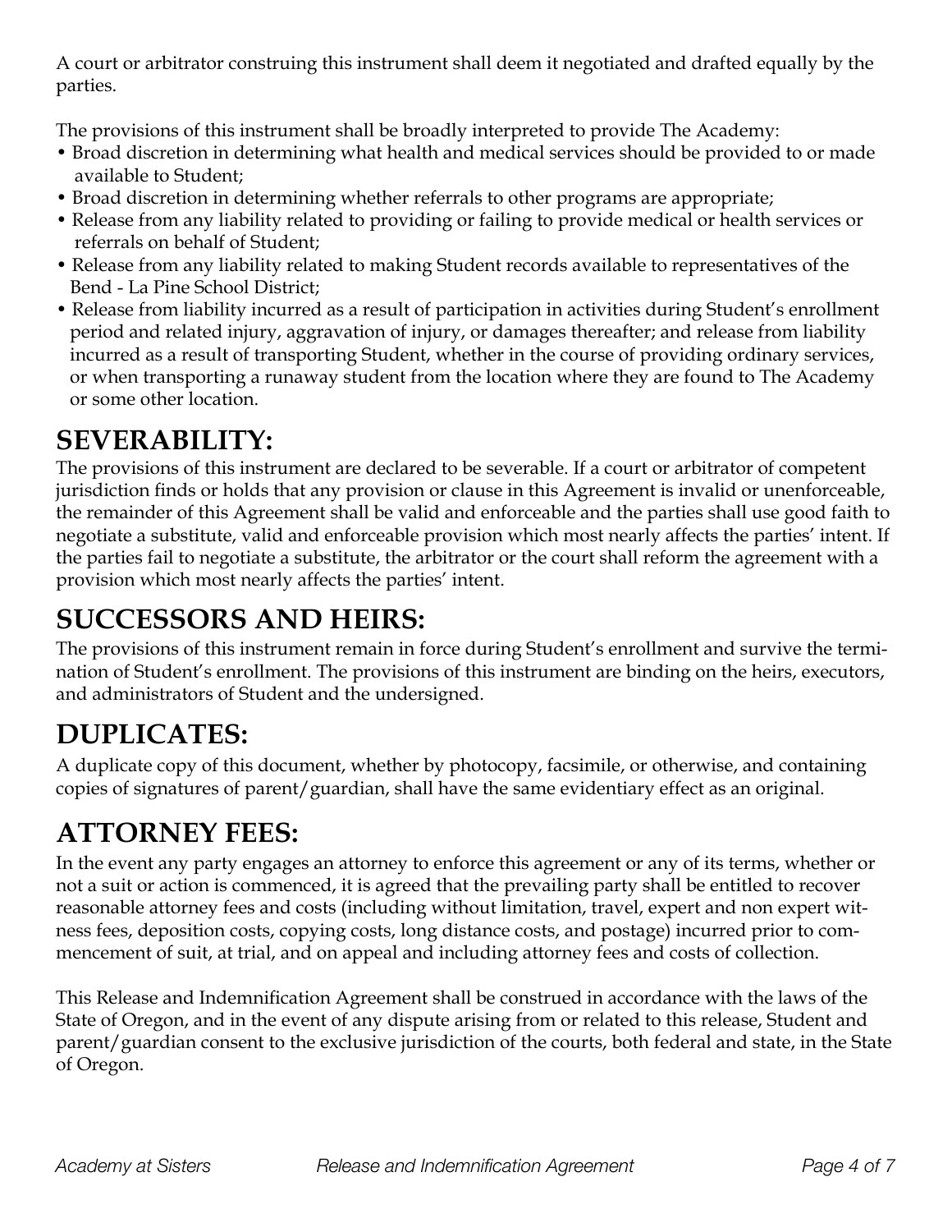A court or arbitrator construing this instrument shall deem it negotiated and drafted equally by the parties.

The provisions of this instrument shall be broadly interpreted to provide The Academy:

- Broad discretion in determining what health and medical services should be provided to or made available to Student;
- Broad discretion in determining whether referrals to other programs are appropriate;
- Release from any liability related to providing or failing to provide medical or health services or referrals on behalf of Student;
- Release from any liability related to making Student records available to representatives of the Bend - La Pine School District;
- Release from liability incurred as a result of participation in activities during Student's enrollment period and related injury, aggravation of injury, or damages thereafter; and release from liability incurred as a result of transporting Student, whether in the course of providing ordinary services, or when transporting a runaway student from the location where they are found to The Academy or some other location.

## SEVERABILITY:

The provisions of this instrument are declared to be severable. If a court or arbitrator of competent jurisdiction finds or holds that any provision or clause in this Agreement is invalid or unenforceable, the remainder of this Agreement shall be valid and enforceable and the parties shall use good faith to negotiate a substitute, valid and enforceable provision which most nearly affects the parties' intent. If the parties fail to negotiate a substitute, the arbitrator or the court shall reform the agreement with a provision which most nearly affects the parties' intent.

## SUCCESSORS AND HEIRS:

The provisions of this instrument remain in force during Student's enrollment and survive the termination of Student's enrollment. The provisions of this instrument are binding on the heirs, executors, and administrators of Student and the undersigned.

## DUPLICATES:

A duplicate copy of this document, whether by photocopy, facsimile, or otherwise, and containing copies of signatures of parent/guardian, shall have the same evidentiary effect as an original.

## ATTORNEY FEES:

In the event any party engages an attorney to enforce this agreement or any of its terms, whether or not a suit or action is commenced, it is agreed that the prevailing party shall be entitled to recover reasonable attorney fees and costs (including without limitation, travel, expert and non expert witness fees, deposition costs, copying costs, long distance costs, and postage) incurred prior to commencement of suit, at trial, and on appeal and including attorney fees and costs of collection.

This Release and Indemnification Agreement shall be construed in accordance with the laws of the State of Oregon, and in the event of any dispute arising from or related to this release, Student and parent/guardian consent to the exclusive jurisdiction of the courts, both federal and state, in the State of Oregon.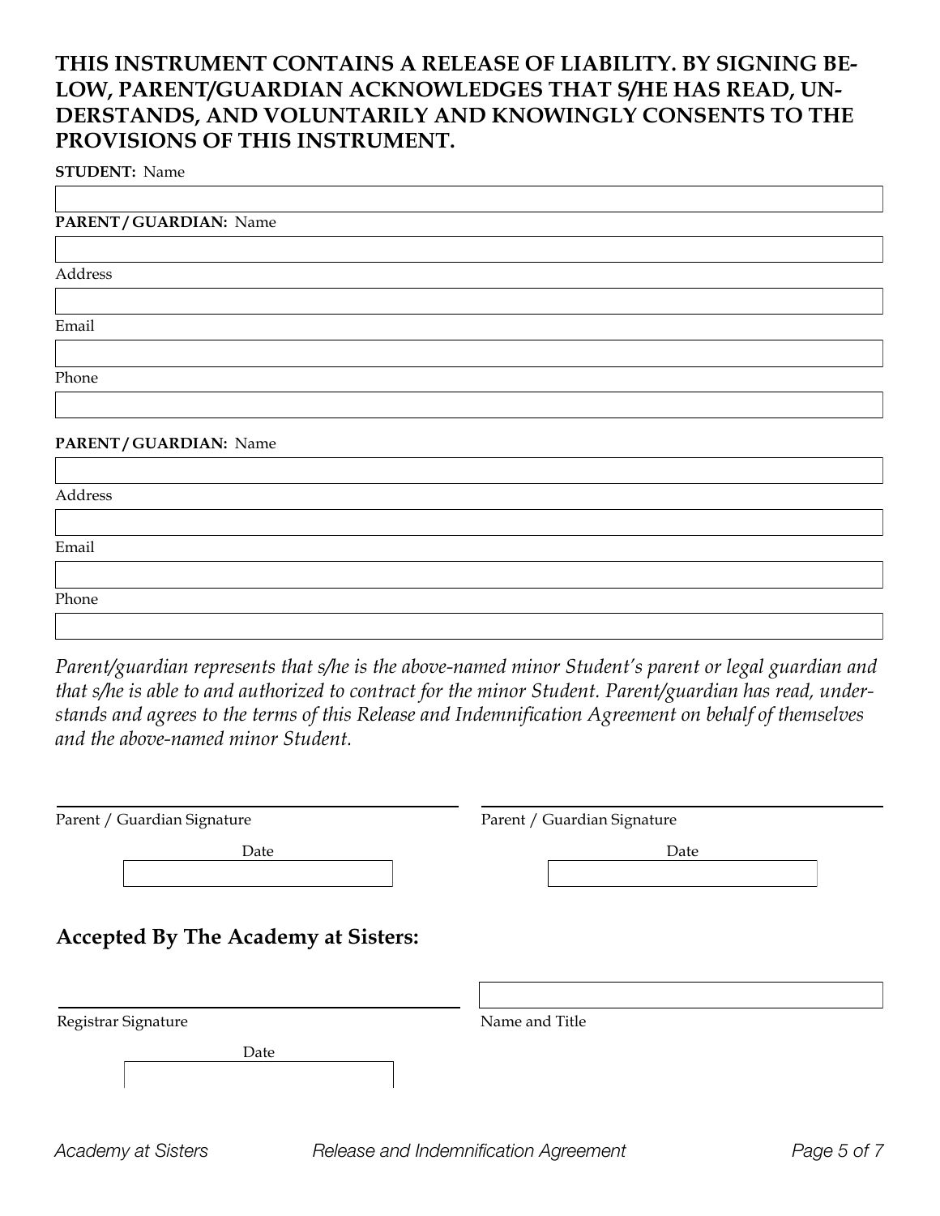**THIS INSTRUMENT CONTAINS A RELEASE OF LIABILITY. BY SIGNING BELOW, PARENT/GUARDIAN ACKNOWLEDGES THAT S/HE HAS READ, UNDERSTANDS, AND VOLUNTARILY AND KNOWINGLY CONSENTS TO THE PROVISIONS OF THIS INSTRUMENT.**

**STUDENT:** Name

**PARENT / GUARDIAN:** Name

Address

Email

Phone

**PARENT / GUARDIAN:** Name

Address

Email

Phone

*Parent/guardian represents that s/he is the above-named minor Student's parent or legal guardian and that s/he is able to and authorized to contract for the minor Student. Parent/guardian has read, understands and agrees to the terms of this Release and Indemnification Agreement on behalf of themselves and the above-named minor Student.*

Parent / Guardian Signature

Date

Parent / Guardian Signature

Date

## Accepted By The Academy at Sisters:

Registrar Signature

Date

Name and Title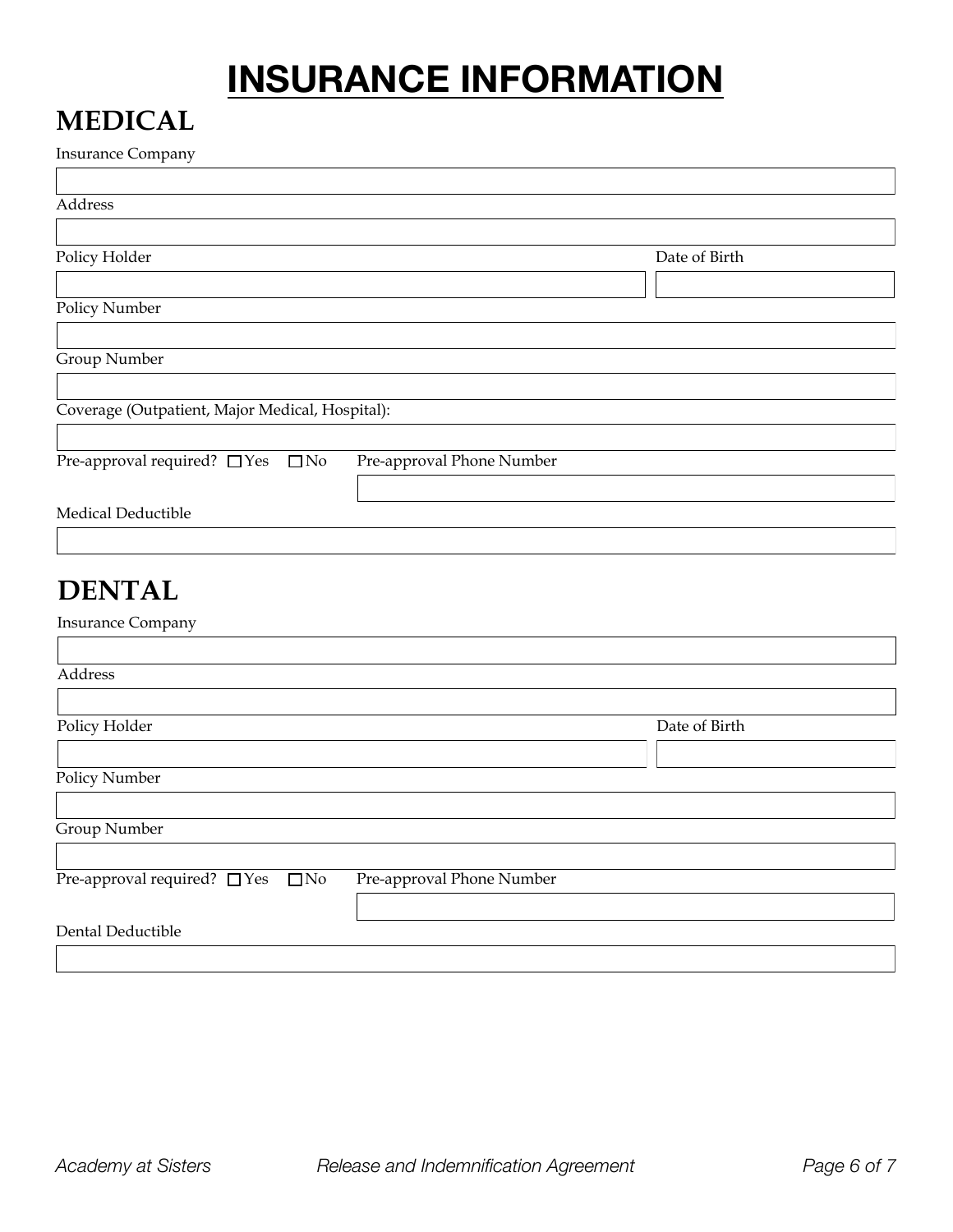# INSURANCE INFORMATION

## MEDICAL

Insurance Company

Address

Policy Holder

Date of Birth

Policy Number

Group Number

Coverage (Outpatient, Major Medical, Hospital):

Pre-approval required? ☐ Yes ☐ No

Pre-approval Phone Number

Medical Deductible

## DENTAL

Insurance Company

Address

Policy Holder

Date of Birth

Policy Number

Group Number

Pre-approval required? ☐ Yes ☐ No

Pre-approval Phone Number

Dental Deductible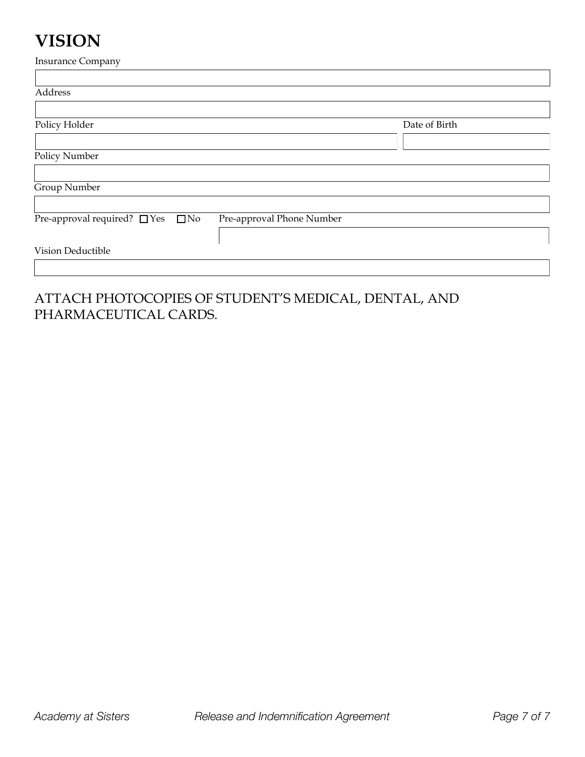# VISION

Insurance Company

Address

Policy Holder

Date of Birth

Policy Number

Group Number

Pre-approval required? ☐ Yes ☐ No

Pre-approval Phone Number

Vision Deductible

ATTACH PHOTOCOPIES OF STUDENT'S MEDICAL, DENTAL, AND PHARMACEUTICAL CARDS.